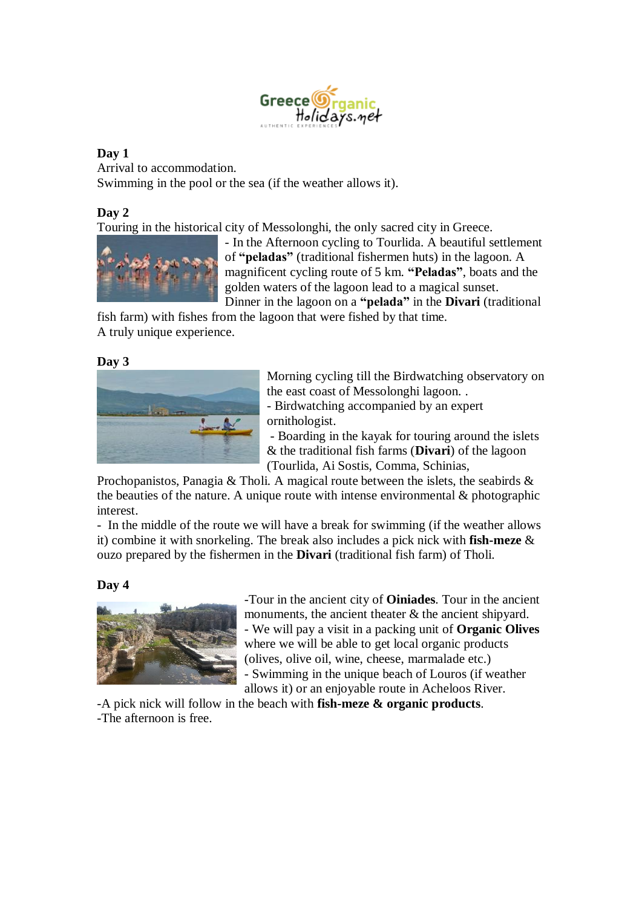**Day 1**

Arrival to accommodation.
Swimming in the pool or the sea (if the weather allows it).

**Day 2**

Touring in the historical city of Messolonghi, the only sacred city in Greece.

- In the Afternoon cycling to Tourlida. A beautiful settlement of **"peladas"** (traditional fishermen huts) in the lagoon. A magnificent cycling route of 5 km. **"Peladas"**, boats and the golden waters of the lagoon lead to a magical sunset.

Dinner in the lagoon on a **"pelada"** in the **Divari** (traditional fish farm) with fishes from the lagoon that were fished by that time.
A truly unique experience.

**Day 3**

Morning cycling till the Birdwatching observatory on the east coast of Messolonghi lagoon. .

- Birdwatching accompanied by an expert ornithologist.
- Boarding in the kayak for touring around the islets & the traditional fish farms (**Divari**) of the lagoon (Tourlida, Ai Sostis, Comma, Schinias, Prochopanistos, Panagia & Tholi. A magical route between the islets, the seabirds & the beauties of the nature. A unique route with intense environmental & photographic interest.
- In the middle of the route we will have a break for swimming (if the weather allows it) combine it with snorkeling. The break also includes a pick nick with **fish-meze** & ouzo prepared by the fishermen in the **Divari** (traditional fish farm) of Tholi.

**Day 4**

-Tour in the ancient city of **Oiniades**. Tour in the ancient monuments, the ancient theater & the ancient shipyard.
- We will pay a visit in a packing unit of **Organic Olives** where we will be able to get local organic products (olives, olive oil, wine, cheese, marmalade etc.)
- Swimming in the unique beach of Louros (if weather allows it) or an enjoyable route in Acheloos River.
-A pick nick will follow in the beach with **fish-meze & organic products**.
-The afternoon is free.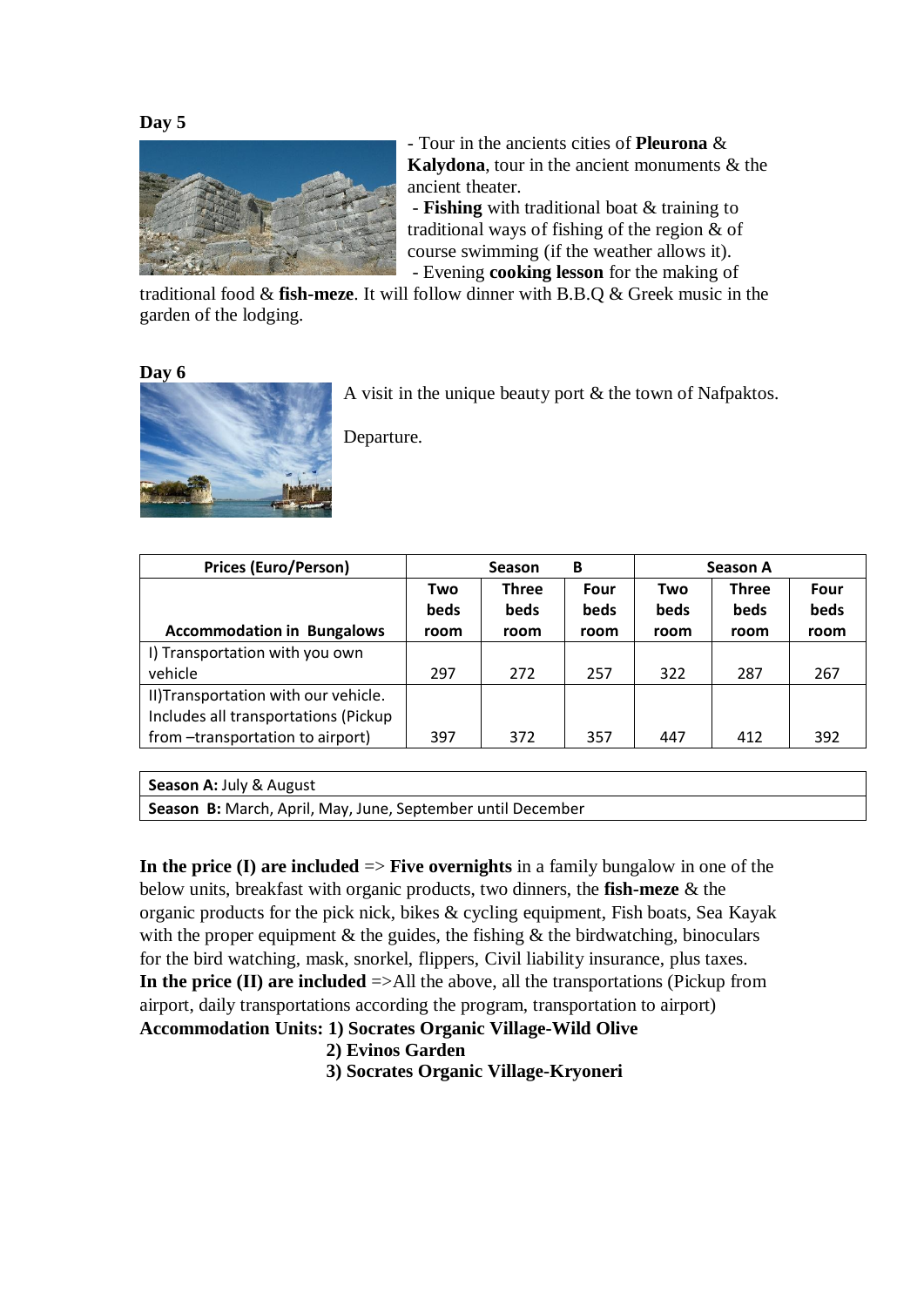**Day 5**

- Tour in the ancients cities of **Pleurona** & **Kalydona**, tour in the ancient monuments & the ancient theater.
- **Fishing** with traditional boat & training to traditional ways of fishing of the region & of course swimming (if the weather allows it).
- Evening **cooking lesson** for the making of traditional food & **fish-meze**. It will follow dinner with B.B.Q & Greek music in the garden of the lodging.

**Day 6**

A visit in the unique beauty port & the town of Nafpaktos.

Departure.

| Prices (Euro/Person) | Season B | | | Season A | | |
|---|---|---|---|---|---|---|
| Accommodation in Bungalows | Two beds room | Three beds room | Four beds room | Two beds room | Three beds room | Four beds room |
| I) Transportation with you own vehicle | 297 | 272 | 257 | 322 | 287 | 267 |
| II)Transportation with our vehicle. Includes all transportations (Pickup from –transportation to airport) | 397 | 372 | 357 | 447 | 412 | 392 |

| |
|---|
| **Season A:** July & August |
| **Season B:** March, April, May, June, September until December |

**In the price (I) are included** => **Five overnights** in a family bungalow in one of the below units, breakfast with organic products, two dinners, the **fish-meze** & the organic products for the pick nick, bikes & cycling equipment, Fish boats, Sea Kayak with the proper equipment & the guides, the fishing & the birdwatching, binoculars for the bird watching, mask, snorkel, flippers, Civil liability insurance, plus taxes.
**In the price (II) are included** =>All the above, all the transportations (Pickup from airport, daily transportations according the program, transportation to airport)
**Accommodation Units: 1) Socrates Organic Village-Wild Olive**
**2) Evinos Garden**
**3) Socrates Organic Village-Kryoneri**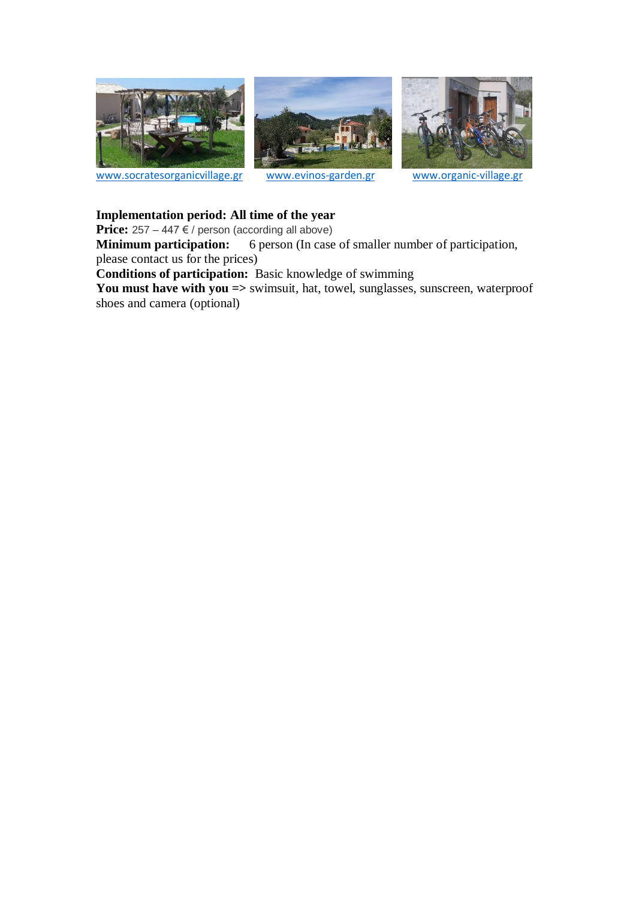www.socratesorganicvillage.gr www.evinos-garden.gr www.organic-village.gr

**Implementation period: All time of the year**
**Price:** 257 – 447 € / person (according all above)
**Minimum participation:** 6 person (In case of smaller number of participation, please contact us for the prices)
**Conditions of participation:** Basic knowledge of swimming
**You must have with you =>** swimsuit, hat, towel, sunglasses, sunscreen, waterproof shoes and camera (optional)